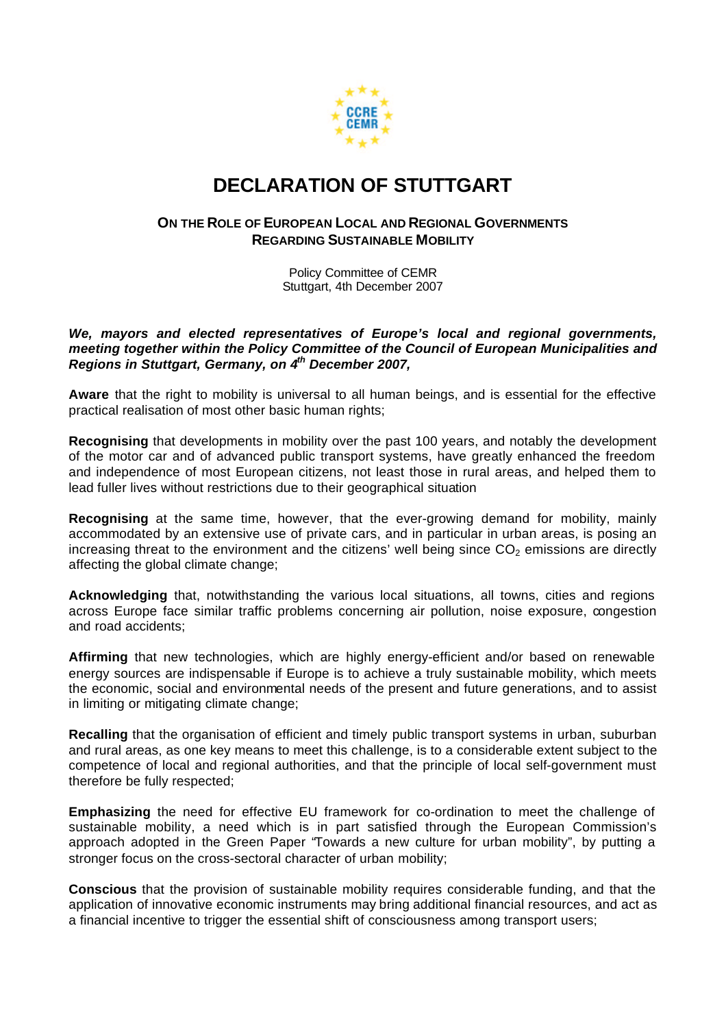# DECLARATION OF STUTTGART

## ON THE ROLE OF EUROPEAN LOCAL AND REGIONAL GOVERNMENTS REGARDING SUSTAINABLE MOBILITY

Policy Committee of CEMR
Stuttgart, 4th December 2007

***We, mayors and elected representatives of Europe's local and regional governments, meeting together within the Policy Committee of the Council of European Municipalities and Regions in Stuttgart, Germany, on 4th December 2007,***

**Aware** that the right to mobility is universal to all human beings, and is essential for the effective practical realisation of most other basic human rights;

**Recognising** that developments in mobility over the past 100 years, and notably the development of the motor car and of advanced public transport systems, have greatly enhanced the freedom and independence of most European citizens, not least those in rural areas, and helped them to lead fuller lives without restrictions due to their geographical situation

**Recognising** at the same time, however, that the ever-growing demand for mobility, mainly accommodated by an extensive use of private cars, and in particular in urban areas, is posing an increasing threat to the environment and the citizens' well being since $CO_2$ emissions are directly affecting the global climate change;

**Acknowledging** that, notwithstanding the various local situations, all towns, cities and regions across Europe face similar traffic problems concerning air pollution, noise exposure, congestion and road accidents;

**Affirming** that new technologies, which are highly energy-efficient and/or based on renewable energy sources are indispensable if Europe is to achieve a truly sustainable mobility, which meets the economic, social and environmental needs of the present and future generations, and to assist in limiting or mitigating climate change;

**Recalling** that the organisation of efficient and timely public transport systems in urban, suburban and rural areas, as one key means to meet this challenge, is to a considerable extent subject to the competence of local and regional authorities, and that the principle of local self-government must therefore be fully respected;

**Emphasizing** the need for effective EU framework for co-ordination to meet the challenge of sustainable mobility, a need which is in part satisfied through the European Commission's approach adopted in the Green Paper "Towards a new culture for urban mobility", by putting a stronger focus on the cross-sectoral character of urban mobility;

**Conscious** that the provision of sustainable mobility requires considerable funding, and that the application of innovative economic instruments may bring additional financial resources, and act as a financial incentive to trigger the essential shift of consciousness among transport users;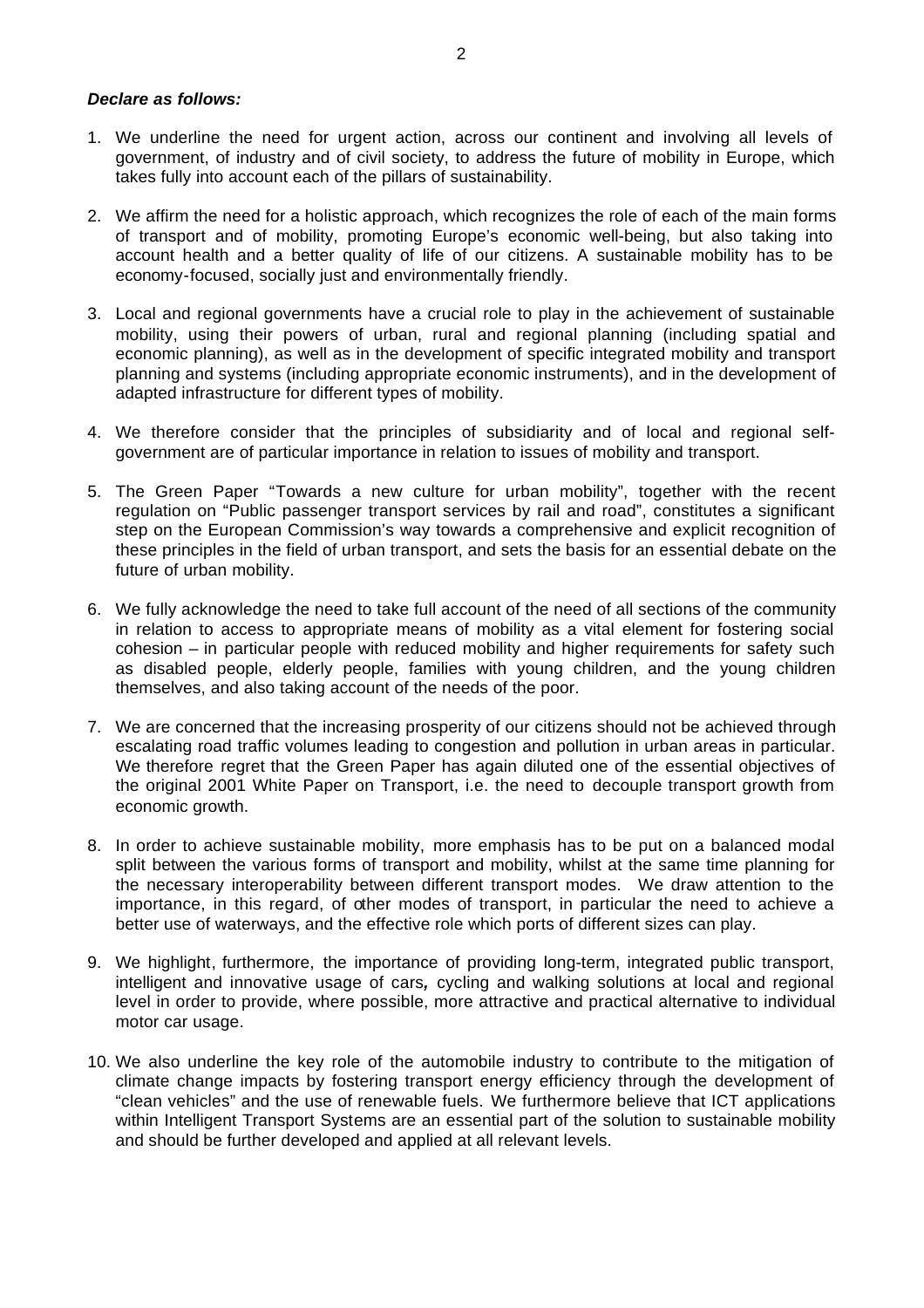***Declare as follows:***

1. We underline the need for urgent action, across our continent and involving all levels of government, of industry and of civil society, to address the future of mobility in Europe, which takes fully into account each of the pillars of sustainability.

2. We affirm the need for a holistic approach, which recognizes the role of each of the main forms of transport and of mobility, promoting Europe's economic well-being, but also taking into account health and a better quality of life of our citizens. A sustainable mobility has to be economy-focused, socially just and environmentally friendly.

3. Local and regional governments have a crucial role to play in the achievement of sustainable mobility, using their powers of urban, rural and regional planning (including spatial and economic planning), as well as in the development of specific integrated mobility and transport planning and systems (including appropriate economic instruments), and in the development of adapted infrastructure for different types of mobility.

4. We therefore consider that the principles of subsidiarity and of local and regional self-government are of particular importance in relation to issues of mobility and transport.

5. The Green Paper "Towards a new culture for urban mobility", together with the recent regulation on "Public passenger transport services by rail and road", constitutes a significant step on the European Commission's way towards a comprehensive and explicit recognition of these principles in the field of urban transport, and sets the basis for an essential debate on the future of urban mobility.

6. We fully acknowledge the need to take full account of the need of all sections of the community in relation to access to appropriate means of mobility as a vital element for fostering social cohesion – in particular people with reduced mobility and higher requirements for safety such as disabled people, elderly people, families with young children, and the young children themselves, and also taking account of the needs of the poor.

7. We are concerned that the increasing prosperity of our citizens should not be achieved through escalating road traffic volumes leading to congestion and pollution in urban areas in particular. We therefore regret that the Green Paper has again diluted one of the essential objectives of the original 2001 White Paper on Transport, i.e. the need to decouple transport growth from economic growth.

8. In order to achieve sustainable mobility, more emphasis has to be put on a balanced modal split between the various forms of transport and mobility, whilst at the same time planning for the necessary interoperability between different transport modes. We draw attention to the importance, in this regard, of other modes of transport, in particular the need to achieve a better use of waterways, and the effective role which ports of different sizes can play.

9. We highlight, furthermore, the importance of providing long-term, integrated public transport, intelligent and innovative usage of cars**,** cycling and walking solutions at local and regional level in order to provide, where possible, more attractive and practical alternative to individual motor car usage.

10. We also underline the key role of the automobile industry to contribute to the mitigation of climate change impacts by fostering transport energy efficiency through the development of "clean vehicles" and the use of renewable fuels. We furthermore believe that ICT applications within Intelligent Transport Systems are an essential part of the solution to sustainable mobility and should be further developed and applied at all relevant levels.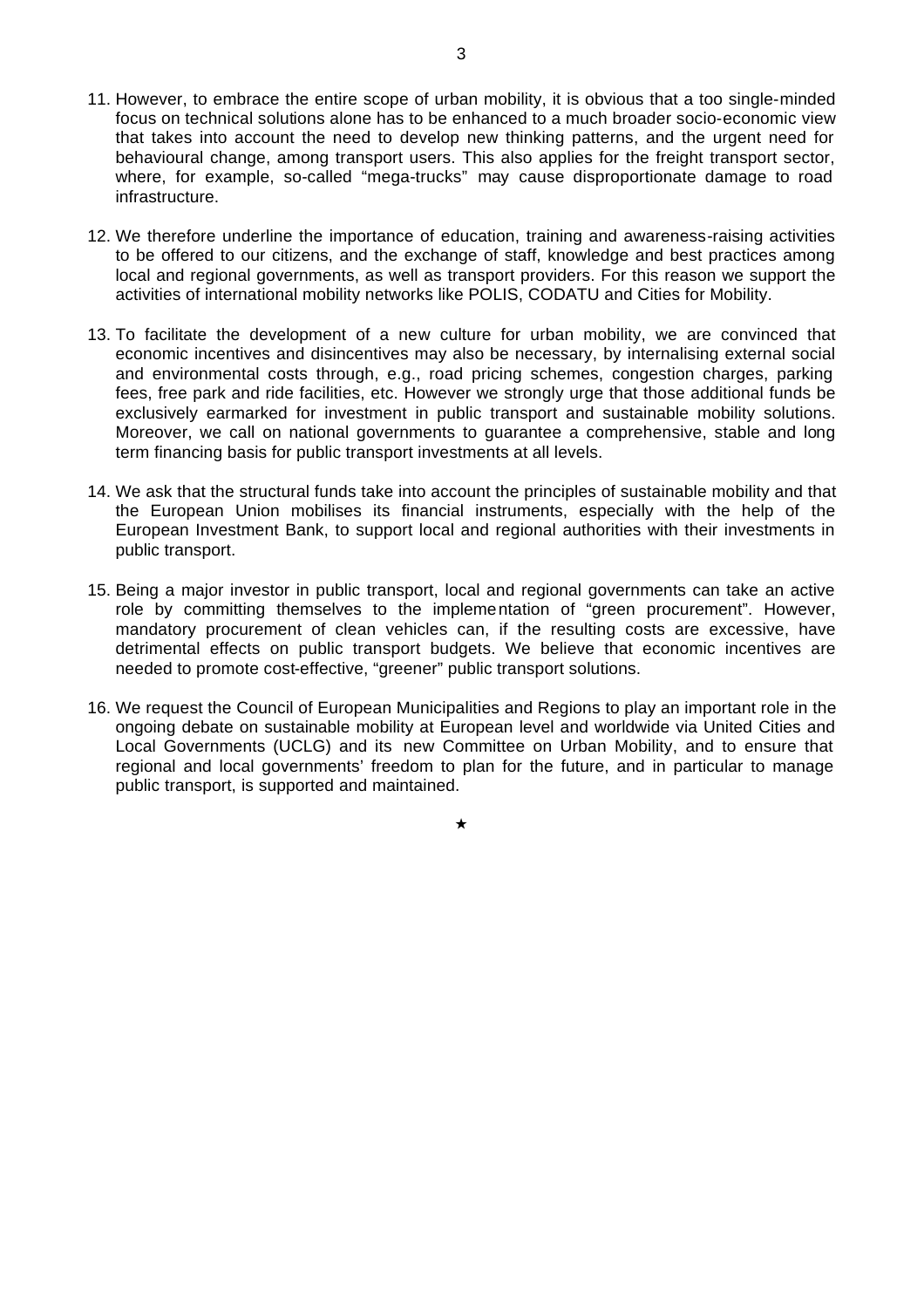11. However, to embrace the entire scope of urban mobility, it is obvious that a too single-minded focus on technical solutions alone has to be enhanced to a much broader socio-economic view that takes into account the need to develop new thinking patterns, and the urgent need for behavioural change, among transport users. This also applies for the freight transport sector, where, for example, so-called "mega-trucks" may cause disproportionate damage to road infrastructure.

12. We therefore underline the importance of education, training and awareness-raising activities to be offered to our citizens, and the exchange of staff, knowledge and best practices among local and regional governments, as well as transport providers. For this reason we support the activities of international mobility networks like POLIS, CODATU and Cities for Mobility.

13. To facilitate the development of a new culture for urban mobility, we are convinced that economic incentives and disincentives may also be necessary, by internalising external social and environmental costs through, e.g., road pricing schemes, congestion charges, parking fees, free park and ride facilities, etc. However we strongly urge that those additional funds be exclusively earmarked for investment in public transport and sustainable mobility solutions. Moreover, we call on national governments to guarantee a comprehensive, stable and long term financing basis for public transport investments at all levels.

14. We ask that the structural funds take into account the principles of sustainable mobility and that the European Union mobilises its financial instruments, especially with the help of the European Investment Bank, to support local and regional authorities with their investments in public transport.

15. Being a major investor in public transport, local and regional governments can take an active role by committing themselves to the implementation of "green procurement". However, mandatory procurement of clean vehicles can, if the resulting costs are excessive, have detrimental effects on public transport budgets. We believe that economic incentives are needed to promote cost-effective, "greener" public transport solutions.

16. We request the Council of European Municipalities and Regions to play an important role in the ongoing debate on sustainable mobility at European level and worldwide via United Cities and Local Governments (UCLG) and its new Committee on Urban Mobility, and to ensure that regional and local governments' freedom to plan for the future, and in particular to manage public transport, is supported and maintained.

★